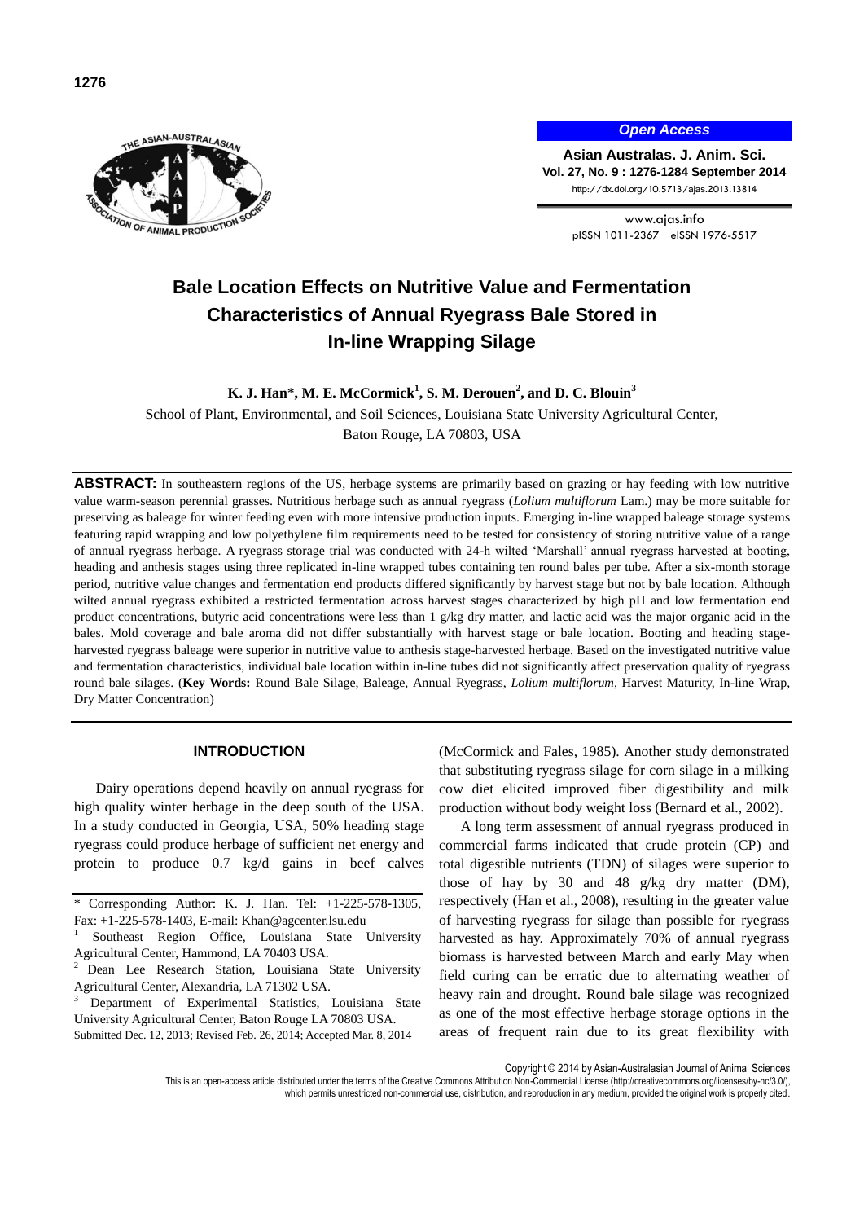# Bale Location Effects on Nutritive Value and Fermentation Characteristics of Annual Ryegrass Bale Stored in In-line Wrapping Silage

**K. J. Han**\*, **M. E. McCormick**[1], **S. M. Derouen**[2], **and D. C. Blouin**[3]

School of Plant, Environmental, and Soil Sciences, Louisiana State University Agricultural Center, Baton Rouge, LA 70803, USA

**ABSTRACT:** In southeastern regions of the US, herbage systems are primarily based on grazing or hay feeding with low nutritive value warm-season perennial grasses. Nutritious herbage such as annual ryegrass (*Lolium multiflorum* Lam.) may be more suitable for preserving as baleage for winter feeding even with more intensive production inputs. Emerging in-line wrapped baleage storage systems featuring rapid wrapping and low polyethylene film requirements need to be tested for consistency of storing nutritive value of a range of annual ryegrass herbage. A ryegrass storage trial was conducted with 24-h wilted 'Marshall' annual ryegrass harvested at booting, heading and anthesis stages using three replicated in-line wrapped tubes containing ten round bales per tube. After a six-month storage period, nutritive value changes and fermentation end products differed significantly by harvest stage but not by bale location. Although wilted annual ryegrass exhibited a restricted fermentation across harvest stages characterized by high pH and low fermentation end product concentrations, butyric acid concentrations were less than 1 g/kg dry matter, and lactic acid was the major organic acid in the bales. Mold coverage and bale aroma did not differ substantially with harvest stage or bale location. Booting and heading stage-harvested ryegrass baleage were superior in nutritive value to anthesis stage-harvested herbage. Based on the investigated nutritive value and fermentation characteristics, individual bale location within in-line tubes did not significantly affect preservation quality of ryegrass round bale silages. (**Key Words:** Round Bale Silage, Baleage, Annual Ryegrass, *Lolium multiflorum*, Harvest Maturity, In-line Wrap, Dry Matter Concentration)

## INTRODUCTION

Dairy operations depend heavily on annual ryegrass for high quality winter herbage in the deep south of the USA. In a study conducted in Georgia, USA, 50% heading stage ryegrass could produce herbage of sufficient net energy and protein to produce 0.7 kg/d gains in beef calves (McCormick and Fales, 1985). Another study demonstrated that substituting ryegrass silage for corn silage in a milking cow diet elicited improved fiber digestibility and milk production without body weight loss (Bernard et al., 2002).

A long term assessment of annual ryegrass produced in commercial farms indicated that crude protein (CP) and total digestible nutrients (TDN) of silages were superior to those of hay by 30 and 48 g/kg dry matter (DM), respectively (Han et al., 2008), resulting in the greater value of harvesting ryegrass for silage than possible for ryegrass harvested as hay. Approximately 70% of annual ryegrass biomass is harvested between March and early May when field curing can be erratic due to alternating weather of heavy rain and drought. Round bale silage was recognized as one of the most effective herbage storage options in the areas of frequent rain due to its great flexibility with

---

\* Corresponding Author: K. J. Han. Tel: +1-225-578-1305, Fax: +1-225-578-1403, E-mail: Khan@agcenter.lsu.edu

[1] Southeast Region Office, Louisiana State University Agricultural Center, Hammond, LA 70403 USA.

[2] Dean Lee Research Station, Louisiana State University Agricultural Center, Alexandria, LA 71302 USA.

[3] Department of Experimental Statistics, Louisiana State University Agricultural Center, Baton Rouge LA 70803 USA.

Submitted Dec. 12, 2013; Revised Feb. 26, 2014; Accepted Mar. 8, 2014

Copyright © 2014 by Asian-Australasian Journal of Animal Sciences

This is an open-access article distributed under the terms of the Creative Commons Attribution Non-Commercial License (http://creativecommons.org/licenses/by-nc/3.0/), which permits unrestricted non-commercial use, distribution, and reproduction in any medium, provided the original work is properly cited.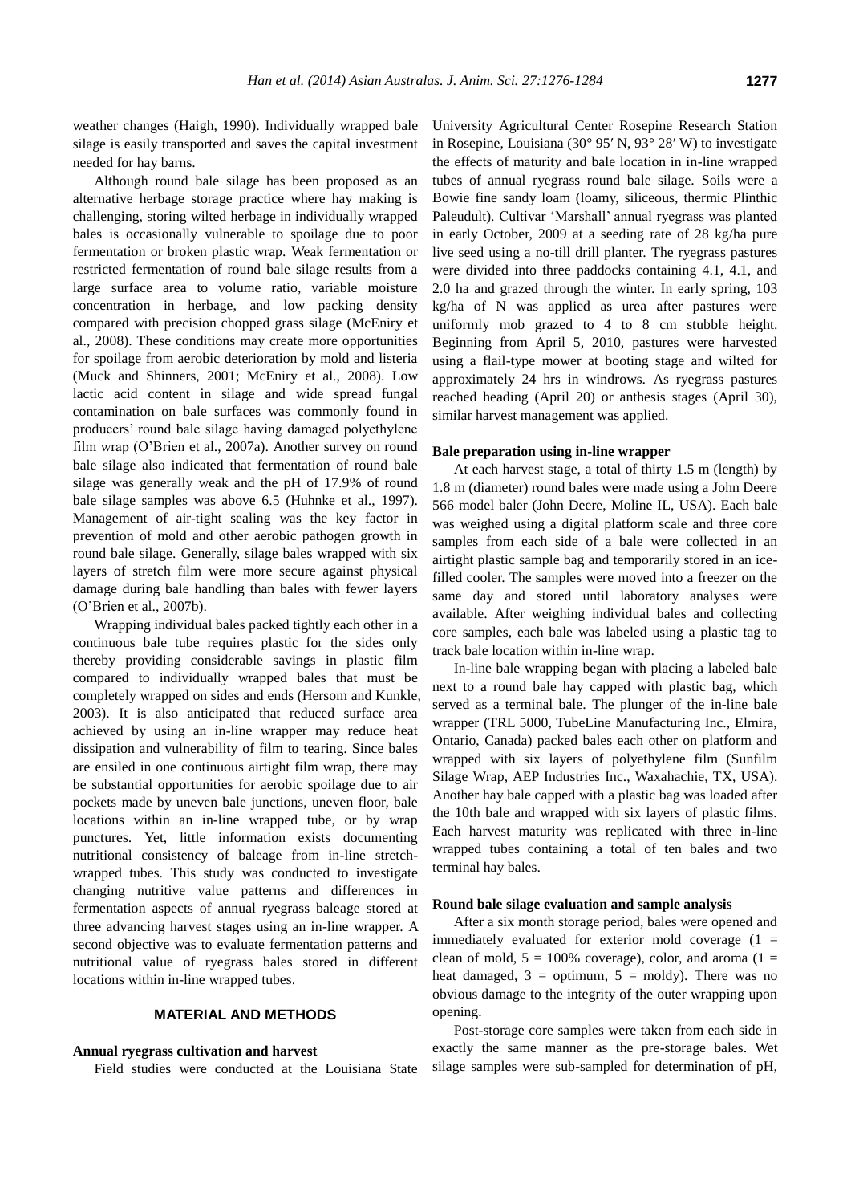weather changes (Haigh, 1990). Individually wrapped bale silage is easily transported and saves the capital investment needed for hay barns.

Although round bale silage has been proposed as an alternative herbage storage practice where hay making is challenging, storing wilted herbage in individually wrapped bales is occasionally vulnerable to spoilage due to poor fermentation or broken plastic wrap. Weak fermentation or restricted fermentation of round bale silage results from a large surface area to volume ratio, variable moisture concentration in herbage, and low packing density compared with precision chopped grass silage (McEniry et al., 2008). These conditions may create more opportunities for spoilage from aerobic deterioration by mold and listeria (Muck and Shinners, 2001; McEniry et al., 2008). Low lactic acid content in silage and wide spread fungal contamination on bale surfaces was commonly found in producers' round bale silage having damaged polyethylene film wrap (O'Brien et al., 2007a). Another survey on round bale silage also indicated that fermentation of round bale silage was generally weak and the pH of 17.9% of round bale silage samples was above 6.5 (Huhnke et al., 1997). Management of air-tight sealing was the key factor in prevention of mold and other aerobic pathogen growth in round bale silage. Generally, silage bales wrapped with six layers of stretch film were more secure against physical damage during bale handling than bales with fewer layers (O'Brien et al., 2007b).

Wrapping individual bales packed tightly each other in a continuous bale tube requires plastic for the sides only thereby providing considerable savings in plastic film compared to individually wrapped bales that must be completely wrapped on sides and ends (Hersom and Kunkle, 2003). It is also anticipated that reduced surface area achieved by using an in-line wrapper may reduce heat dissipation and vulnerability of film to tearing. Since bales are ensiled in one continuous airtight film wrap, there may be substantial opportunities for aerobic spoilage due to air pockets made by uneven bale junctions, uneven floor, bale locations within an in-line wrapped tube, or by wrap punctures. Yet, little information exists documenting nutritional consistency of baleage from in-line stretch-wrapped tubes. This study was conducted to investigate changing nutritive value patterns and differences in fermentation aspects of annual ryegrass baleage stored at three advancing harvest stages using an in-line wrapper. A second objective was to evaluate fermentation patterns and nutritional value of ryegrass bales stored in different locations within in-line wrapped tubes.

## MATERIAL AND METHODS

### Annual ryegrass cultivation and harvest

Field studies were conducted at the Louisiana State University Agricultural Center Rosepine Research Station in Rosepine, Louisiana (30° 95′ N, 93° 28′ W) to investigate the effects of maturity and bale location in in-line wrapped tubes of annual ryegrass round bale silage. Soils were a Bowie fine sandy loam (loamy, siliceous, thermic Plinthic Paleudult). Cultivar 'Marshall' annual ryegrass was planted in early October, 2009 at a seeding rate of 28 kg/ha pure live seed using a no-till drill planter. The ryegrass pastures were divided into three paddocks containing 4.1, 4.1, and 2.0 ha and grazed through the winter. In early spring, 103 kg/ha of N was applied as urea after pastures were uniformly mob grazed to 4 to 8 cm stubble height. Beginning from April 5, 2010, pastures were harvested using a flail-type mower at booting stage and wilted for approximately 24 hrs in windrows. As ryegrass pastures reached heading (April 20) or anthesis stages (April 30), similar harvest management was applied.

### Bale preparation using in-line wrapper

At each harvest stage, a total of thirty 1.5 m (length) by 1.8 m (diameter) round bales were made using a John Deere 566 model baler (John Deere, Moline IL, USA). Each bale was weighed using a digital platform scale and three core samples from each side of a bale were collected in an airtight plastic sample bag and temporarily stored in an ice-filled cooler. The samples were moved into a freezer on the same day and stored until laboratory analyses were available. After weighing individual bales and collecting core samples, each bale was labeled using a plastic tag to track bale location within in-line wrap.

In-line bale wrapping began with placing a labeled bale next to a round bale hay capped with plastic bag, which served as a terminal bale. The plunger of the in-line bale wrapper (TRL 5000, TubeLine Manufacturing Inc., Elmira, Ontario, Canada) packed bales each other on platform and wrapped with six layers of polyethylene film (Sunfilm Silage Wrap, AEP Industries Inc., Waxahachie, TX, USA). Another hay bale capped with a plastic bag was loaded after the 10th bale and wrapped with six layers of plastic films. Each harvest maturity was replicated with three in-line wrapped tubes containing a total of ten bales and two terminal hay bales.

### Round bale silage evaluation and sample analysis

After a six month storage period, bales were opened and immediately evaluated for exterior mold coverage (1 = clean of mold, 5 = 100% coverage), color, and aroma (1 = heat damaged, 3 = optimum, 5 = moldy). There was no obvious damage to the integrity of the outer wrapping upon opening.

Post-storage core samples were taken from each side in exactly the same manner as the pre-storage bales. Wet silage samples were sub-sampled for determination of pH,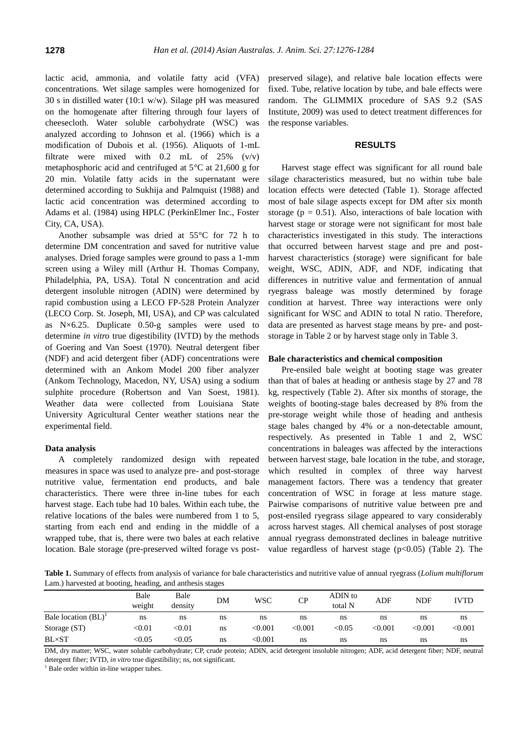lactic acid, ammonia, and volatile fatty acid (VFA) concentrations. Wet silage samples were homogenized for 30 s in distilled water (10:1 w/w). Silage pH was measured on the homogenate after filtering through four layers of cheesecloth. Water soluble carbohydrate (WSC) was analyzed according to Johnson et al. (1966) which is a modification of Dubois et al. (1956). Aliquots of 1-mL filtrate were mixed with 0.2 mL of 25% (v/v) metaphosphoric acid and centrifuged at 5°C at 21,600 g for 20 min. Volatile fatty acids in the supernatant were determined according to Sukhija and Palmquist (1988) and lactic acid concentration was determined according to Adams et al. (1984) using HPLC (PerkinElmer Inc., Foster City, CA, USA).

Another subsample was dried at 55°C for 72 h to determine DM concentration and saved for nutritive value analyses. Dried forage samples were ground to pass a 1-mm screen using a Wiley mill (Arthur H. Thomas Company, Philadelphia, PA, USA). Total N concentration and acid detergent insoluble nitrogen (ADIN) were determined by rapid combustion using a LECO FP-528 Protein Analyzer (LECO Corp. St. Joseph, MI, USA), and CP was calculated as N×6.25. Duplicate 0.50-g samples were used to determine *in vitro* true digestibility (IVTD) by the methods of Goering and Van Soest (1970). Neutral detergent fiber (NDF) and acid detergent fiber (ADF) concentrations were determined with an Ankom Model 200 fiber analyzer (Ankom Technology, Macedon, NY, USA) using a sodium sulphite procedure (Robertson and Van Soest, 1981). Weather data were collected from Louisiana State University Agricultural Center weather stations near the experimental field.

### Data analysis

A completely randomized design with repeated measures in space was used to analyze pre- and post-storage nutritive value, fermentation end products, and bale characteristics. There were three in-line tubes for each harvest stage. Each tube had 10 bales. Within each tube, the relative locations of the bales were numbered from 1 to 5, starting from each end and ending in the middle of a wrapped tube, that is, there were two bales at each relative location. Bale storage (pre-preserved wilted forage vs post-preserved silage), and relative bale location effects were fixed. Tube, relative location by tube, and bale effects were random. The GLIMMIX procedure of SAS 9.2 (SAS Institute, 2009) was used to detect treatment differences for the response variables.

## RESULTS

Harvest stage effect was significant for all round bale silage characteristics measured, but no within tube bale location effects were detected (Table 1). Storage affected most of bale silage aspects except for DM after six month storage ($p = 0.51$). Also, interactions of bale location with harvest stage or storage were not significant for most bale characteristics investigated in this study. The interactions that occurred between harvest stage and pre and post-harvest characteristics (storage) were significant for bale weight, WSC, ADIN, ADF, and NDF, indicating that differences in nutritive value and fermentation of annual ryegrass baleage was mostly determined by forage condition at harvest. Three way interactions were only significant for WSC and ADIN to total N ratio. Therefore, data are presented as harvest stage means by pre- and post-storage in Table 2 or by harvest stage only in Table 3.

### Bale characteristics and chemical composition

Pre-ensiled bale weight at booting stage was greater than that of bales at heading or anthesis stage by 27 and 78 kg, respectively (Table 2). After six months of storage, the weights of booting-stage bales decreased by 8% from the pre-storage weight while those of heading and anthesis stage bales changed by 4% or a non-detectable amount, respectively. As presented in Table 1 and 2, WSC concentrations in baleages was affected by the interactions between harvest stage, bale location in the tube, and storage, which resulted in complex of three way harvest management factors. There was a tendency that greater concentration of WSC in forage at less mature stage. Pairwise comparisons of nutritive value between pre and post-ensiled ryegrass silage appeared to vary considerably across harvest stages. All chemical analyses of post storage annual ryegrass demonstrated declines in baleage nutritive value regardless of harvest stage ($p<0.05$) (Table 2). The

**Table 1.** Summary of effects from analysis of variance for bale characteristics and nutritive value of annual ryegrass (*Lolium multiflorum* Lam.) harvested at booting, heading, and anthesis stages

| | Bale weight | Bale density | DM | WSC | CP | ADIN to total N | ADF | NDF | IVTD |
|---|---|---|---|---|---|---|---|---|---|
| Bale location (BL)[1] | ns | ns | ns | ns | ns | ns | ns | ns | ns |
| Storage (ST) | <0.01 | <0.01 | ns | <0.001 | <0.001 | <0.05 | <0.001 | <0.001 | <0.001 |
| BL×ST | <0.05 | <0.05 | ns | <0.001 | ns | ns | ns | ns | ns |

DM, dry matter; WSC, water soluble carbohydrate; CP, crude protein; ADIN, acid detergent insoluble nitrogen; ADF, acid detergent fiber; NDF, neutral detergent fiber; IVTD, *in vitro* true digestibility; ns, not significant.

[1] Bale order within in-line wrapper tubes.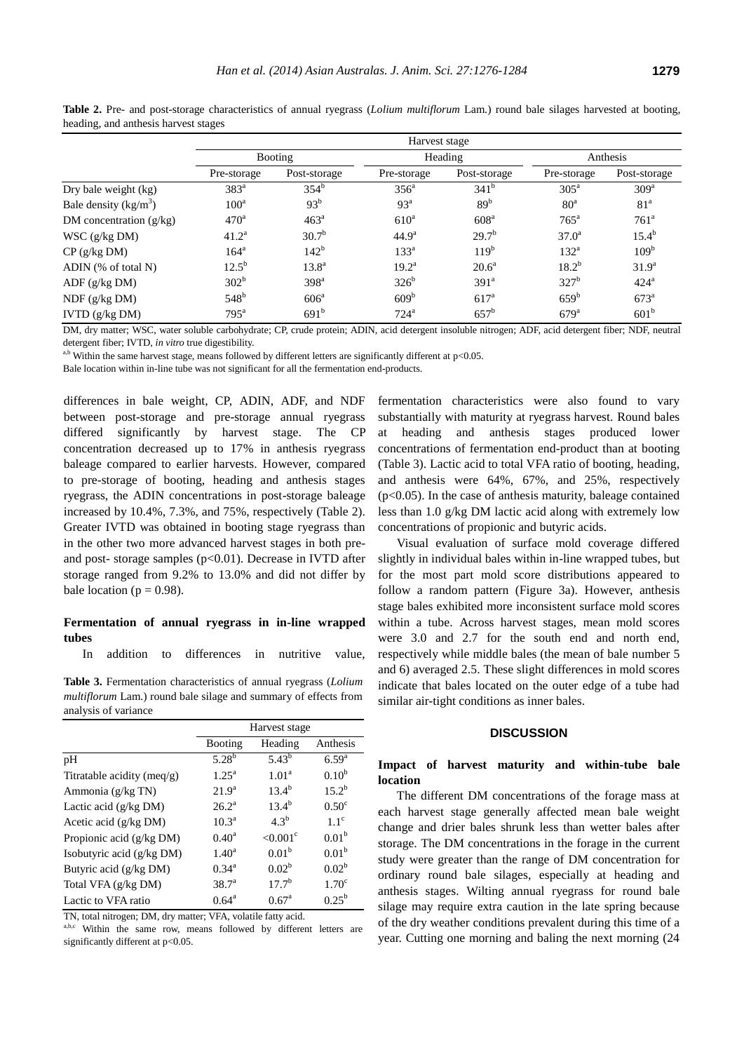**Table 2.** Pre- and post-storage characteristics of annual ryegrass (*Lolium multiflorum* Lam.) round bale silages harvested at booting, heading, and anthesis harvest stages

| | Harvest stage | | | | | |
|---|---|---|---|---|---|---|
| | Booting | | Heading | | Anthesis | |
| | Pre-storage | Post-storage | Pre-storage | Post-storage | Pre-storage | Post-storage |
| Dry bale weight (kg) | 383[a] | 354[b] | 356[a] | 341[b] | 305[a] | 309[a] |
| Bale density (kg/m$^3$) | 100[a] | 93[b] | 93[a] | 89[b] | 80[a] | 81[a] |
| DM concentration (g/kg) | 470[a] | 463[a] | 610[a] | 608[a] | 765[a] | 761[a] |
| WSC (g/kg DM) | 41.2[a] | 30.7[b] | 44.9[a] | 29.7[b] | 37.0[a] | 15.4[b] |
| CP (g/kg DM) | 164[a] | 142[b] | 133[a] | 119[b] | 132[a] | 109[b] |
| ADIN (% of total N) | 12.5[b] | 13.8[a] | 19.2[a] | 20.6[a] | 18.2[b] | 31.9[a] |
| ADF (g/kg DM) | 302[b] | 398[a] | 326[b] | 391[a] | 327[b] | 424[a] |
| NDF (g/kg DM) | 548[b] | 606[a] | 609[b] | 617[a] | 659[b] | 673[a] |
| IVTD (g/kg DM) | 795[a] | 691[b] | 724[a] | 657[b] | 679[a] | 601[b] |

DM, dry matter; WSC, water soluble carbohydrate; CP, crude protein; ADIN, acid detergent insoluble nitrogen; ADF, acid detergent fiber; NDF, neutral detergent fiber; IVTD, *in vitro* true digestibility.

[a,b] Within the same harvest stage, means followed by different letters are significantly different at $p<0.05$.

Bale location within in-line tube was not significant for all the fermentation end-products.

differences in bale weight, CP, ADIN, ADF, and NDF between post-storage and pre-storage annual ryegrass differed significantly by harvest stage. The CP concentration decreased up to 17% in anthesis ryegrass baleage compared to earlier harvests. However, compared to pre-storage of booting, heading and anthesis stages ryegrass, the ADIN concentrations in post-storage baleage increased by 10.4%, 7.3%, and 75%, respectively (Table 2). Greater IVTD was obtained in booting stage ryegrass than in the other two more advanced harvest stages in both pre- and post- storage samples ($p<0.01$). Decrease in IVTD after storage ranged from 9.2% to 13.0% and did not differ by bale location ($p = 0.98$).

### Fermentation of annual ryegrass in in-line wrapped tubes

In addition to differences in nutritive value, fermentation characteristics were also found to vary substantially with maturity at ryegrass harvest. Round bales at heading and anthesis stages produced lower concentrations of fermentation end-product than at booting (Table 3). Lactic acid to total VFA ratio of booting, heading, and anthesis were 64%, 67%, and 25%, respectively ($p<0.05$). In the case of anthesis maturity, baleage contained less than 1.0 g/kg DM lactic acid along with extremely low concentrations of propionic and butyric acids.

Visual evaluation of surface mold coverage differed slightly in individual bales within in-line wrapped tubes, but for the most part mold score distributions appeared to follow a random pattern (Figure 3a). However, anthesis stage bales exhibited more inconsistent surface mold scores within a tube. Across harvest stages, mean mold scores were 3.0 and 2.7 for the south end and north end, respectively while middle bales (the mean of bale number 5 and 6) averaged 2.5. These slight differences in mold scores indicate that bales located on the outer edge of a tube had similar air-tight conditions as inner bales.

**Table 3.** Fermentation characteristics of annual ryegrass (*Lolium multiflorum* Lam.) round bale silage and summary of effects from analysis of variance

| | Harvest stage | | |
|---|---|---|---|
| | Booting | Heading | Anthesis |
| pH | 5.28[b] | 5.43[b] | 6.59[a] |
| Titratable acidity (meq/g) | 1.25[a] | 1.01[a] | 0.10[b] |
| Ammonia (g/kg TN) | 21.9[a] | 13.4[b] | 15.2[b] |
| Lactic acid (g/kg DM) | 26.2[a] | 13.4[b] | 0.50[c] |
| Acetic acid (g/kg DM) | 10.3[a] | 4.3[b] | 1.1[c] |
| Propionic acid (g/kg DM) | 0.40[a] | <0.001[c] | 0.01[b] |
| Isobutyric acid (g/kg DM) | 1.40[a] | 0.01[b] | 0.01[b] |
| Butyric acid (g/kg DM) | 0.34[a] | 0.02[b] | 0.02[b] |
| Total VFA (g/kg DM) | 38.7[a] | 17.7[b] | 1.70[c] |
| Lactic to VFA ratio | 0.64[a] | 0.67[a] | 0.25[b] |

TN, total nitrogen; DM, dry matter; VFA, volatile fatty acid.

[a,b,c] Within the same row, means followed by different letters are significantly different at $p<0.05$.

## DISCUSSION

### Impact of harvest maturity and within-tube bale location

The different DM concentrations of the forage mass at each harvest stage generally affected mean bale weight change and drier bales shrunk less than wetter bales after storage. The DM concentrations in the forage in the current study were greater than the range of DM concentration for ordinary round bale silages, especially at heading and anthesis stages. Wilting annual ryegrass for round bale silage may require extra caution in the late spring because of the dry weather conditions prevalent during this time of a year. Cutting one morning and baling the next morning (24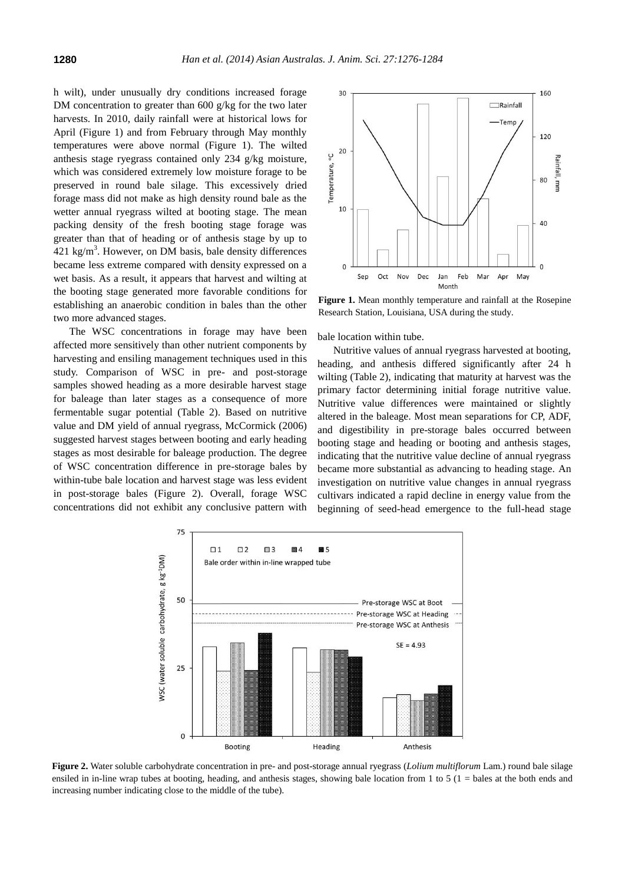h wilt), under unusually dry conditions increased forage DM concentration to greater than 600 g/kg for the two later harvests. In 2010, daily rainfall were at historical lows for April (Figure 1) and from February through May monthly temperatures were above normal (Figure 1). The wilted anthesis stage ryegrass contained only 234 g/kg moisture, which was considered extremely low moisture forage to be preserved in round bale silage. This excessively dried forage mass did not make as high density round bale as the wetter annual ryegrass wilted at booting stage. The mean packing density of the fresh booting stage forage was greater than that of heading or of anthesis stage by up to 421 kg/m$^3$. However, on DM basis, bale density differences became less extreme compared with density expressed on a wet basis. As a result, it appears that harvest and wilting at the booting stage generated more favorable conditions for establishing an anaerobic condition in bales than the other two more advanced stages.

The WSC concentrations in forage may have been affected more sensitively than other nutrient components by harvesting and ensiling management techniques used in this study. Comparison of WSC in pre- and post-storage samples showed heading as a more desirable harvest stage for baleage than later stages as a consequence of more fermentable sugar potential (Table 2). Based on nutritive value and DM yield of annual ryegrass, McCormick (2006) suggested harvest stages between booting and early heading stages as most desirable for baleage production. The degree of WSC concentration difference in pre-storage bales by within-tube bale location and harvest stage was less evident in post-storage bales (Figure 2). Overall, forage WSC concentrations did not exhibit any conclusive pattern with bale location within tube.

**Figure 1.** Mean monthly temperature and rainfall at the Rosepine Research Station, Louisiana, USA during the study.

Nutritive values of annual ryegrass harvested at booting, heading, and anthesis differed significantly after 24 h wilting (Table 2), indicating that maturity at harvest was the primary factor determining initial forage nutritive value. Nutritive value differences were maintained or slightly altered in the baleage. Most mean separations for CP, ADF, and digestibility in pre-storage bales occurred between booting stage and heading or booting and anthesis stages, indicating that the nutritive value decline of annual ryegrass became more substantial as advancing to heading stage. An investigation on nutritive value changes in annual ryegrass cultivars indicated a rapid decline in energy value from the beginning of seed-head emergence to the full-head stage

**Figure 2.** Water soluble carbohydrate concentration in pre- and post-storage annual ryegrass (*Lolium multiflorum* Lam.) round bale silage ensiled in in-line wrap tubes at booting, heading, and anthesis stages, showing bale location from 1 to 5 (1 = bales at the both ends and increasing number indicating close to the middle of the tube).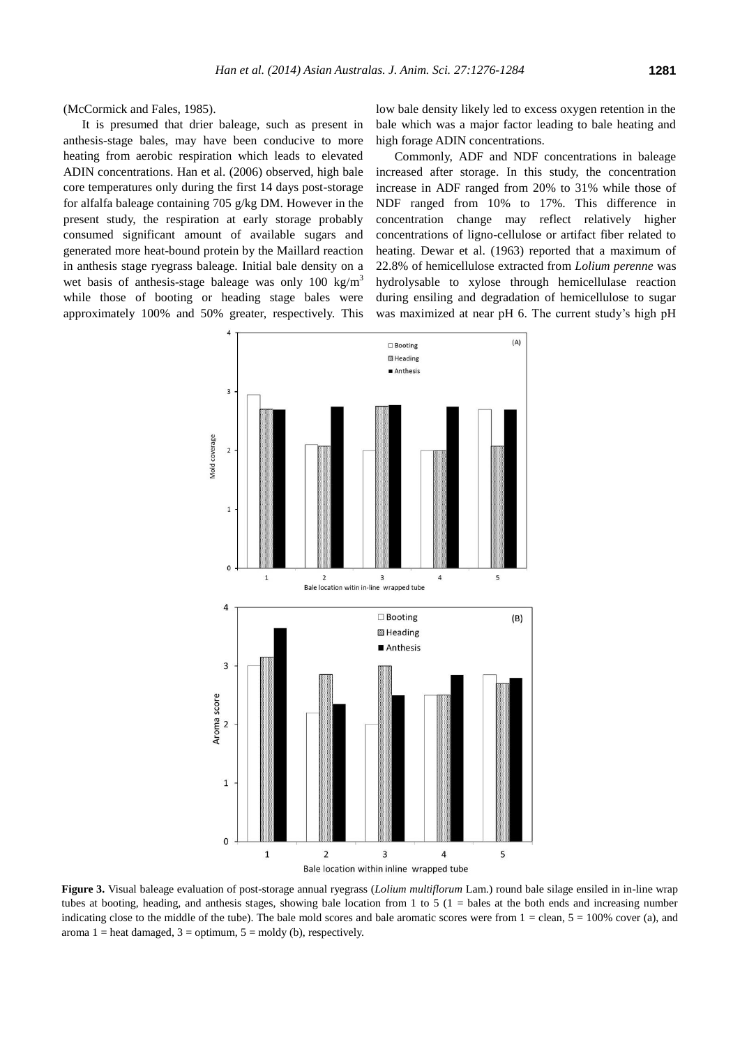(McCormick and Fales, 1985).

It is presumed that drier baleage, such as present in anthesis-stage bales, may have been conducive to more heating from aerobic respiration which leads to elevated ADIN concentrations. Han et al. (2006) observed, high bale core temperatures only during the first 14 days post-storage for alfalfa baleage containing 705 g/kg DM. However in the present study, the respiration at early storage probably consumed significant amount of available sugars and generated more heat-bound protein by the Maillard reaction in anthesis stage ryegrass baleage. Initial bale density on a wet basis of anthesis-stage baleage was only 100 $kg/m^3$ while those of booting or heading stage bales were approximately 100% and 50% greater, respectively. This low bale density likely led to excess oxygen retention in the bale which was a major factor leading to bale heating and high forage ADIN concentrations.

Commonly, ADF and NDF concentrations in baleage increased after storage. In this study, the concentration increase in ADF ranged from 20% to 31% while those of NDF ranged from 10% to 17%. This difference in concentration change may reflect relatively higher concentrations of ligno-cellulose or artifact fiber related to heating. Dewar et al. (1963) reported that a maximum of 22.8% of hemicellulose extracted from *Lolium perenne* was hydrolysable to xylose through hemicellulase reaction during ensiling and degradation of hemicellulose to sugar was maximized at near pH 6. The current study's high pH

**Figure 3.** Visual baleage evaluation of post-storage annual ryegrass (*Lolium multiflorum* Lam.) round bale silage ensiled in in-line wrap tubes at booting, heading, and anthesis stages, showing bale location from 1 to 5 (1 = bales at the both ends and increasing number indicating close to the middle of the tube). The bale mold scores and bale aromatic scores were from 1 = clean, 5 = 100% cover (a), and aroma 1 = heat damaged, 3 = optimum, 5 = moldy (b), respectively.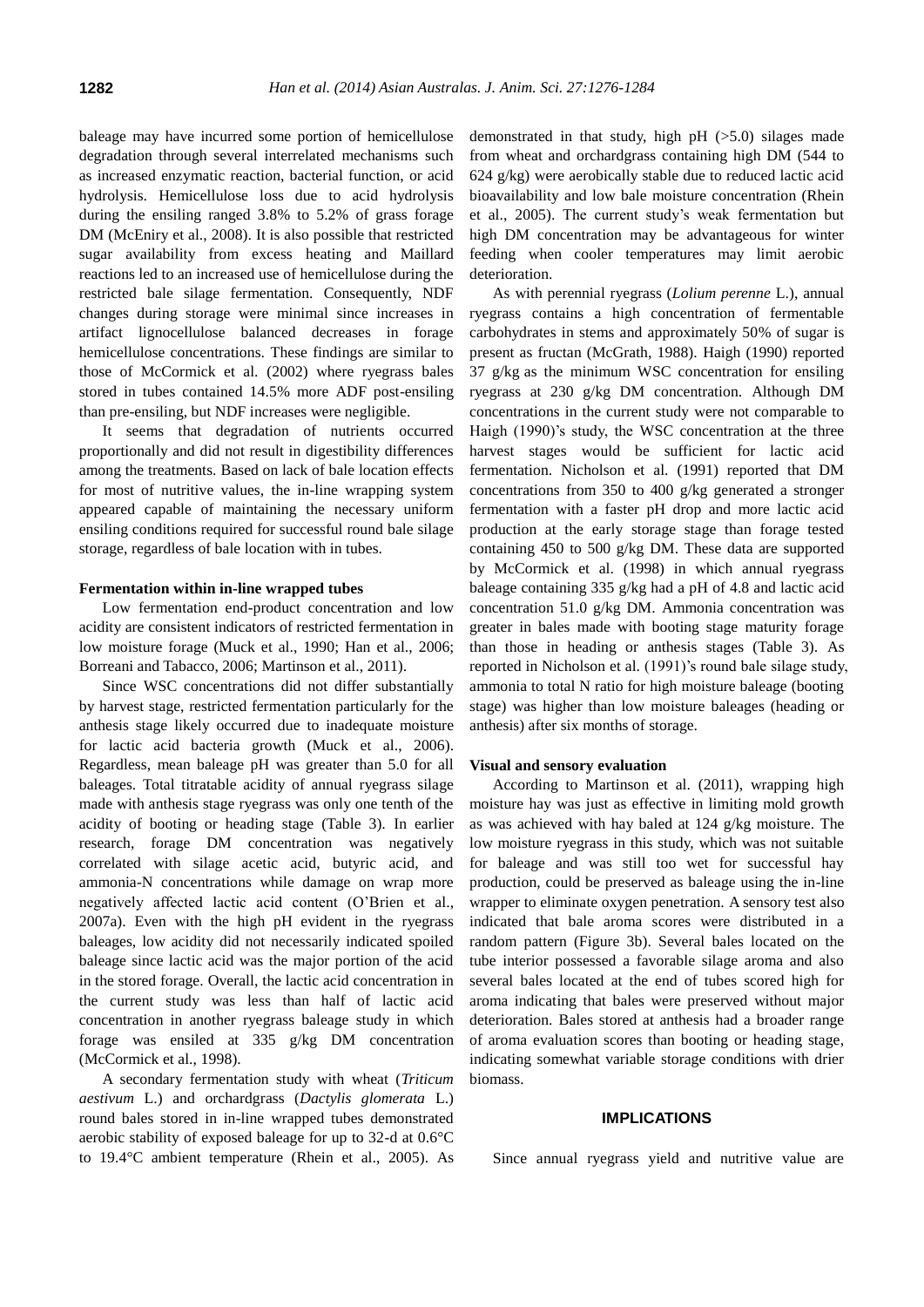baleage may have incurred some portion of hemicellulose degradation through several interrelated mechanisms such as increased enzymatic reaction, bacterial function, or acid hydrolysis. Hemicellulose loss due to acid hydrolysis during the ensiling ranged 3.8% to 5.2% of grass forage DM (McEniry et al., 2008). It is also possible that restricted sugar availability from excess heating and Maillard reactions led to an increased use of hemicellulose during the restricted bale silage fermentation. Consequently, NDF changes during storage were minimal since increases in artifact lignocellulose balanced decreases in forage hemicellulose concentrations. These findings are similar to those of McCormick et al. (2002) where ryegrass bales stored in tubes contained 14.5% more ADF post-ensiling than pre-ensiling, but NDF increases were negligible.

It seems that degradation of nutrients occurred proportionally and did not result in digestibility differences among the treatments. Based on lack of bale location effects for most of nutritive values, the in-line wrapping system appeared capable of maintaining the necessary uniform ensiling conditions required for successful round bale silage storage, regardless of bale location with in tubes.

### Fermentation within in-line wrapped tubes

Low fermentation end-product concentration and low acidity are consistent indicators of restricted fermentation in low moisture forage (Muck et al., 1990; Han et al., 2006; Borreani and Tabacco, 2006; Martinson et al., 2011).

Since WSC concentrations did not differ substantially by harvest stage, restricted fermentation particularly for the anthesis stage likely occurred due to inadequate moisture for lactic acid bacteria growth (Muck et al., 2006). Regardless, mean baleage pH was greater than 5.0 for all baleages. Total titratable acidity of annual ryegrass silage made with anthesis stage ryegrass was only one tenth of the acidity of booting or heading stage (Table 3). In earlier research, forage DM concentration was negatively correlated with silage acetic acid, butyric acid, and ammonia-N concentrations while damage on wrap more negatively affected lactic acid content (O'Brien et al., 2007a). Even with the high pH evident in the ryegrass baleages, low acidity did not necessarily indicated spoiled baleage since lactic acid was the major portion of the acid in the stored forage. Overall, the lactic acid concentration in the current study was less than half of lactic acid concentration in another ryegrass baleage study in which forage was ensiled at 335 g/kg DM concentration (McCormick et al., 1998).

A secondary fermentation study with wheat (*Triticum aestivum* L.) and orchardgrass (*Dactylis glomerata* L.) round bales stored in in-line wrapped tubes demonstrated aerobic stability of exposed baleage for up to 32-d at 0.6°C to 19.4°C ambient temperature (Rhein et al., 2005). As demonstrated in that study, high pH (>5.0) silages made from wheat and orchardgrass containing high DM (544 to 624 g/kg) were aerobically stable due to reduced lactic acid bioavailability and low bale moisture concentration (Rhein et al., 2005). The current study's weak fermentation but high DM concentration may be advantageous for winter feeding when cooler temperatures may limit aerobic deterioration.

As with perennial ryegrass (*Lolium perenne* L.), annual ryegrass contains a high concentration of fermentable carbohydrates in stems and approximately 50% of sugar is present as fructan (McGrath, 1988). Haigh (1990) reported 37 g/kg as the minimum WSC concentration for ensiling ryegrass at 230 g/kg DM concentration. Although DM concentrations in the current study were not comparable to Haigh (1990)'s study, the WSC concentration at the three harvest stages would be sufficient for lactic acid fermentation. Nicholson et al. (1991) reported that DM concentrations from 350 to 400 g/kg generated a stronger fermentation with a faster pH drop and more lactic acid production at the early storage stage than forage tested containing 450 to 500 g/kg DM. These data are supported by McCormick et al. (1998) in which annual ryegrass baleage containing 335 g/kg had a pH of 4.8 and lactic acid concentration 51.0 g/kg DM. Ammonia concentration was greater in bales made with booting stage maturity forage than those in heading or anthesis stages (Table 3). As reported in Nicholson et al. (1991)'s round bale silage study, ammonia to total N ratio for high moisture baleage (booting stage) was higher than low moisture baleages (heading or anthesis) after six months of storage.

### Visual and sensory evaluation

According to Martinson et al. (2011), wrapping high moisture hay was just as effective in limiting mold growth as was achieved with hay baled at 124 g/kg moisture. The low moisture ryegrass in this study, which was not suitable for baleage and was still too wet for successful hay production, could be preserved as baleage using the in-line wrapper to eliminate oxygen penetration. A sensory test also indicated that bale aroma scores were distributed in a random pattern (Figure 3b). Several bales located on the tube interior possessed a favorable silage aroma and also several bales located at the end of tubes scored high for aroma indicating that bales were preserved without major deterioration. Bales stored at anthesis had a broader range of aroma evaluation scores than booting or heading stage, indicating somewhat variable storage conditions with drier biomass.

## IMPLICATIONS

Since annual ryegrass yield and nutritive value are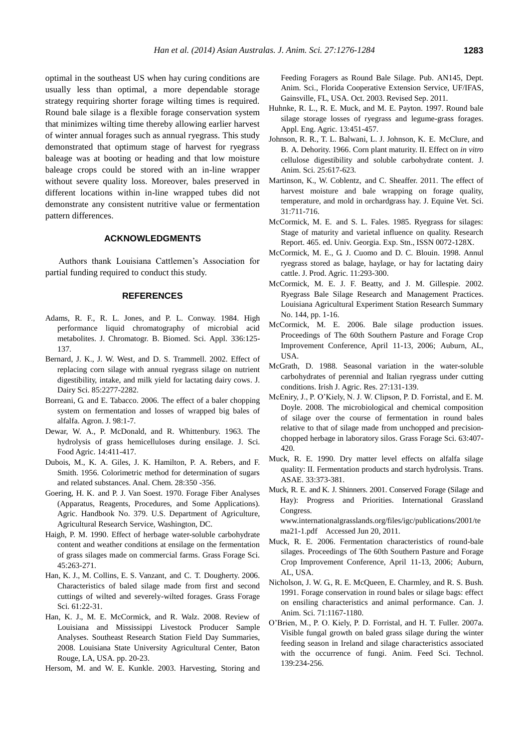optimal in the southeast US when hay curing conditions are usually less than optimal, a more dependable storage strategy requiring shorter forage wilting times is required. Round bale silage is a flexible forage conservation system that minimizes wilting time thereby allowing earlier harvest of winter annual forages such as annual ryegrass. This study demonstrated that optimum stage of harvest for ryegrass baleage was at booting or heading and that low moisture baleage crops could be stored with an in-line wrapper without severe quality loss. Moreover, bales preserved in different locations within in-line wrapped tubes did not demonstrate any consistent nutritive value or fermentation pattern differences.

## ACKNOWLEDGMENTS

Authors thank Louisiana Cattlemen's Association for partial funding required to conduct this study.

## REFERENCES

Adams, R. F., R. L. Jones, and P. L. Conway. 1984. High performance liquid chromatography of microbial acid metabolites. J. Chromatogr. B. Biomed. Sci. Appl. 336:125-137.

Bernard, J. K., J. W. West, and D. S. Trammell. 2002. Effect of replacing corn silage with annual ryegrass silage on nutrient digestibility, intake, and milk yield for lactating dairy cows. J. Dairy Sci. 85:2277-2282.

Borreani, G. and E. Tabacco. 2006. The effect of a baler chopping system on fermentation and losses of wrapped big bales of alfalfa. Agron. J. 98:1-7.

Dewar, W. A., P. McDonald, and R. Whittenbury. 1963. The hydrolysis of grass hemicelluloses during ensilage. J. Sci. Food Agric. 14:411-417.

Dubois, M., K. A. Giles, J. K. Hamilton, P. A. Rebers, and F. Smith. 1956. Colorimetric method for determination of sugars and related substances. Anal. Chem. 28:350 -356.

Goering, H. K. and P. J. Van Soest. 1970. Forage Fiber Analyses (Apparatus, Reagents, Procedures, and Some Applications). Agric. Handbook No. 379. U.S. Department of Agriculture, Agricultural Research Service, Washington, DC.

Haigh, P. M. 1990. Effect of herbage water-soluble carbohydrate content and weather conditions at ensilage on the fermentation of grass silages made on commercial farms. Grass Forage Sci. 45:263-271.

Han, K. J., M. Collins, E. S. Vanzant, and C. T. Dougherty. 2006. Characteristics of baled silage made from first and second cuttings of wilted and severely-wilted forages. Grass Forage Sci. 61:22-31.

Han, K. J., M. E. McCormick, and R. Walz. 2008. Review of Louisiana and Mississippi Livestock Producer Sample Analyses. Southeast Research Station Field Day Summaries, 2008. Louisiana State University Agricultural Center, Baton Rouge, LA, USA. pp. 20-23.

Hersom, M. and W. E. Kunkle. 2003. Harvesting, Storing and Feeding Foragers as Round Bale Silage. Pub. AN145, Dept. Anim. Sci., Florida Cooperative Extension Service, UF/IFAS, Gainsville, FL, USA. Oct. 2003. Revised Sep. 2011.

Huhnke, R. L., R. E. Muck, and M. E. Payton. 1997. Round bale silage storage losses of ryegrass and legume-grass forages. Appl. Eng. Agric. 13:451-457.

Johnson, R. R., T. L. Balwani, L. J. Johnson, K. E. McClure, and B. A. Dehority. 1966. Corn plant maturity. II. Effect on *in vitro* cellulose digestibility and soluble carbohydrate content. J. Anim. Sci. 25:617-623.

Martinson, K., W. Coblentz, and C. Sheaffer. 2011. The effect of harvest moisture and bale wrapping on forage quality, temperature, and mold in orchardgrass hay. J. Equine Vet. Sci. 31:711-716.

McCormick, M. E. and S. L. Fales. 1985. Ryegrass for silages: Stage of maturity and varietal influence on quality. Research Report. 465. ed. Univ. Georgia. Exp. Stn., ISSN 0072-128X.

McCormick, M. E., G. J. Cuomo and D. C. Blouin. 1998. Annul ryegrass stored as balage, haylage, or hay for lactating dairy cattle. J. Prod. Agric. 11:293-300.

McCormick, M. E. J. F. Beatty, and J. M. Gillespie. 2002. Ryegrass Bale Silage Research and Management Practices. Louisiana Agricultural Experiment Station Research Summary No. 144, pp. 1-16.

McCormick, M. E. 2006. Bale silage production issues. Proceedings of The 60th Southern Pasture and Forage Crop Improvement Conference, April 11-13, 2006; Auburn, AL, USA.

McGrath, D. 1988. Seasonal variation in the water-soluble carbohydrates of perennial and Italian ryegrass under cutting conditions. Irish J. Agric. Res. 27:131-139.

McEniry, J., P. O'Kiely, N. J. W. Clipson, P. D. Forristal, and E. M. Doyle. 2008. The microbiological and chemical composition of silage over the course of fermentation in round bales relative to that of silage made from unchopped and precision-chopped herbage in laboratory silos. Grass Forage Sci. 63:407-420.

Muck, R. E. 1990. Dry matter level effects on alfalfa silage quality: II. Fermentation products and starch hydrolysis. Trans. ASAE. 33:373-381.

Muck, R. E. and K. J. Shinners. 2001. Conserved Forage (Silage and Hay): Progress and Priorities. International Grassland Congress. www.internationalgrasslands.org/files/igc/publications/2001/tema21-1.pdf Accessed Jun 20, 2011.

Muck, R. E. 2006. Fermentation characteristics of round-bale silages. Proceedings of The 60th Southern Pasture and Forage Crop Improvement Conference, April 11-13, 2006; Auburn, AL, USA.

Nicholson, J. W. G., R. E. McQueen, E. Charmley, and R. S. Bush. 1991. Forage conservation in round bales or silage bags: effect on ensiling characteristics and animal performance. Can. J. Anim. Sci. 71:1167-1180.

O'Brien, M., P. O. Kiely, P. D. Forristal, and H. T. Fuller. 2007a. Visible fungal growth on baled grass silage during the winter feeding season in Ireland and silage characteristics associated with the occurrence of fungi. Anim. Feed Sci. Technol. 139:234-256.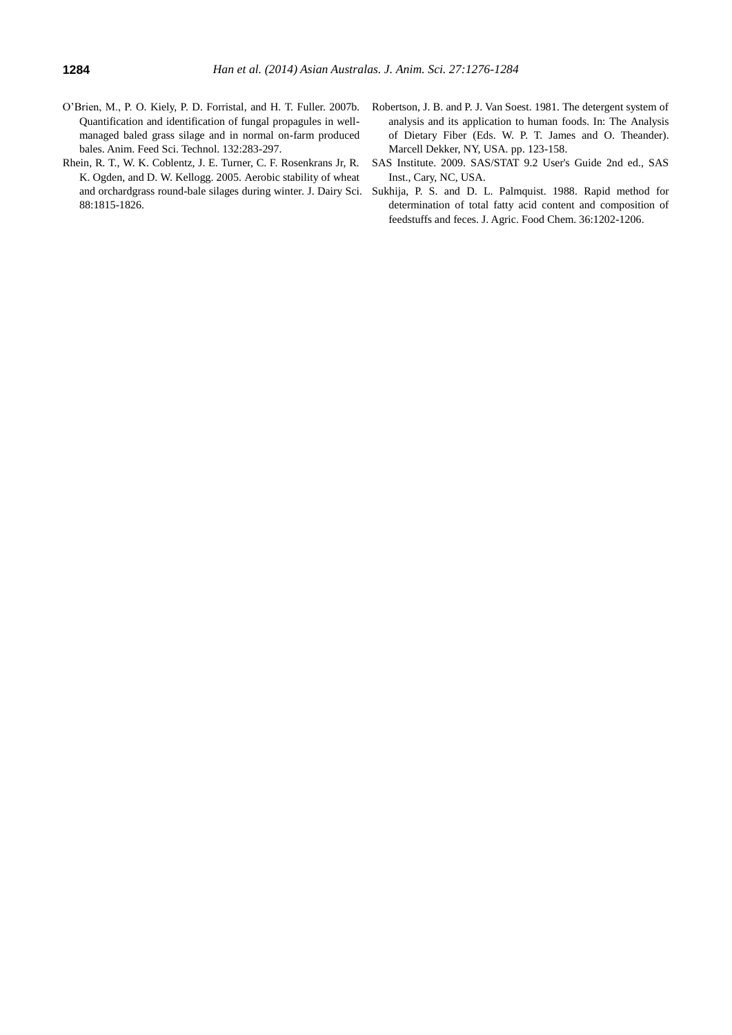O'Brien, M., P. O. Kiely, P. D. Forristal, and H. T. Fuller. 2007b. Quantification and identification of fungal propagules in well-managed baled grass silage and in normal on-farm produced bales. Anim. Feed Sci. Technol. 132:283-297.

Rhein, R. T., W. K. Coblentz, J. E. Turner, C. F. Rosenkrans Jr, R. K. Ogden, and D. W. Kellogg. 2005. Aerobic stability of wheat and orchardgrass round-bale silages during winter. J. Dairy Sci. 88:1815-1826.

Robertson, J. B. and P. J. Van Soest. 1981. The detergent system of analysis and its application to human foods. In: The Analysis of Dietary Fiber (Eds. W. P. T. James and O. Theander). Marcell Dekker, NY, USA. pp. 123-158.

SAS Institute. 2009. SAS/STAT 9.2 User's Guide 2nd ed., SAS Inst., Cary, NC, USA.

Sukhija, P. S. and D. L. Palmquist. 1988. Rapid method for determination of total fatty acid content and composition of feedstuffs and feces. J. Agric. Food Chem. 36:1202-1206.